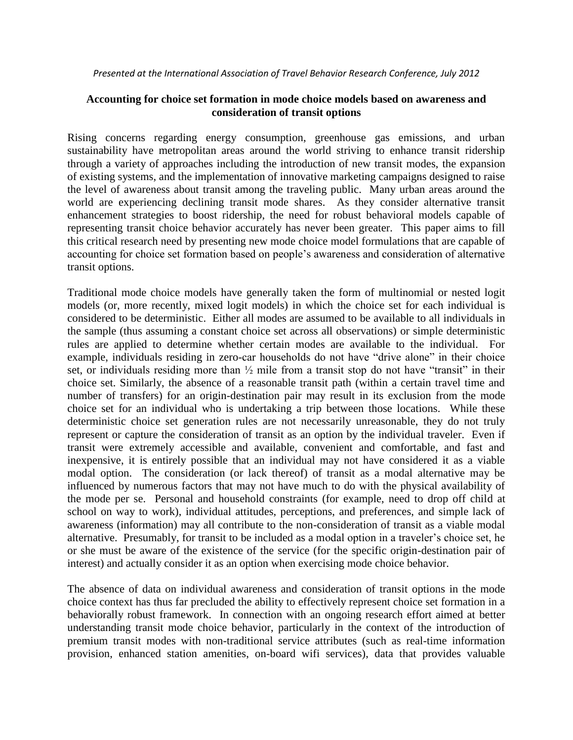*Presented at the International Association of Travel Behavior Research Conference, July 2012*

**Accounting for choice set formation in mode choice models based on awareness and consideration of transit options**

Rising concerns regarding energy consumption, greenhouse gas emissions, and urban sustainability have metropolitan areas around the world striving to enhance transit ridership through a variety of approaches including the introduction of new transit modes, the expansion of existing systems, and the implementation of innovative marketing campaigns designed to raise the level of awareness about transit among the traveling public. Many urban areas around the world are experiencing declining transit mode shares. As they consider alternative transit enhancement strategies to boost ridership, the need for robust behavioral models capable of representing transit choice behavior accurately has never been greater. This paper aims to fill this critical research need by presenting new mode choice model formulations that are capable of accounting for choice set formation based on people's awareness and consideration of alternative transit options.

Traditional mode choice models have generally taken the form of multinomial or nested logit models (or, more recently, mixed logit models) in which the choice set for each individual is considered to be deterministic. Either all modes are assumed to be available to all individuals in the sample (thus assuming a constant choice set across all observations) or simple deterministic rules are applied to determine whether certain modes are available to the individual. For example, individuals residing in zero-car households do not have "drive alone" in their choice set, or individuals residing more than ½ mile from a transit stop do not have "transit" in their choice set. Similarly, the absence of a reasonable transit path (within a certain travel time and number of transfers) for an origin-destination pair may result in its exclusion from the mode choice set for an individual who is undertaking a trip between those locations. While these deterministic choice set generation rules are not necessarily unreasonable, they do not truly represent or capture the consideration of transit as an option by the individual traveler. Even if transit were extremely accessible and available, convenient and comfortable, and fast and inexpensive, it is entirely possible that an individual may not have considered it as a viable modal option. The consideration (or lack thereof) of transit as a modal alternative may be influenced by numerous factors that may not have much to do with the physical availability of the mode per se. Personal and household constraints (for example, need to drop off child at school on way to work), individual attitudes, perceptions, and preferences, and simple lack of awareness (information) may all contribute to the non-consideration of transit as a viable modal alternative. Presumably, for transit to be included as a modal option in a traveler's choice set, he or she must be aware of the existence of the service (for the specific origin-destination pair of interest) and actually consider it as an option when exercising mode choice behavior.

The absence of data on individual awareness and consideration of transit options in the mode choice context has thus far precluded the ability to effectively represent choice set formation in a behaviorally robust framework. In connection with an ongoing research effort aimed at better understanding transit mode choice behavior, particularly in the context of the introduction of premium transit modes with non-traditional service attributes (such as real-time information provision, enhanced station amenities, on-board wifi services), data that provides valuable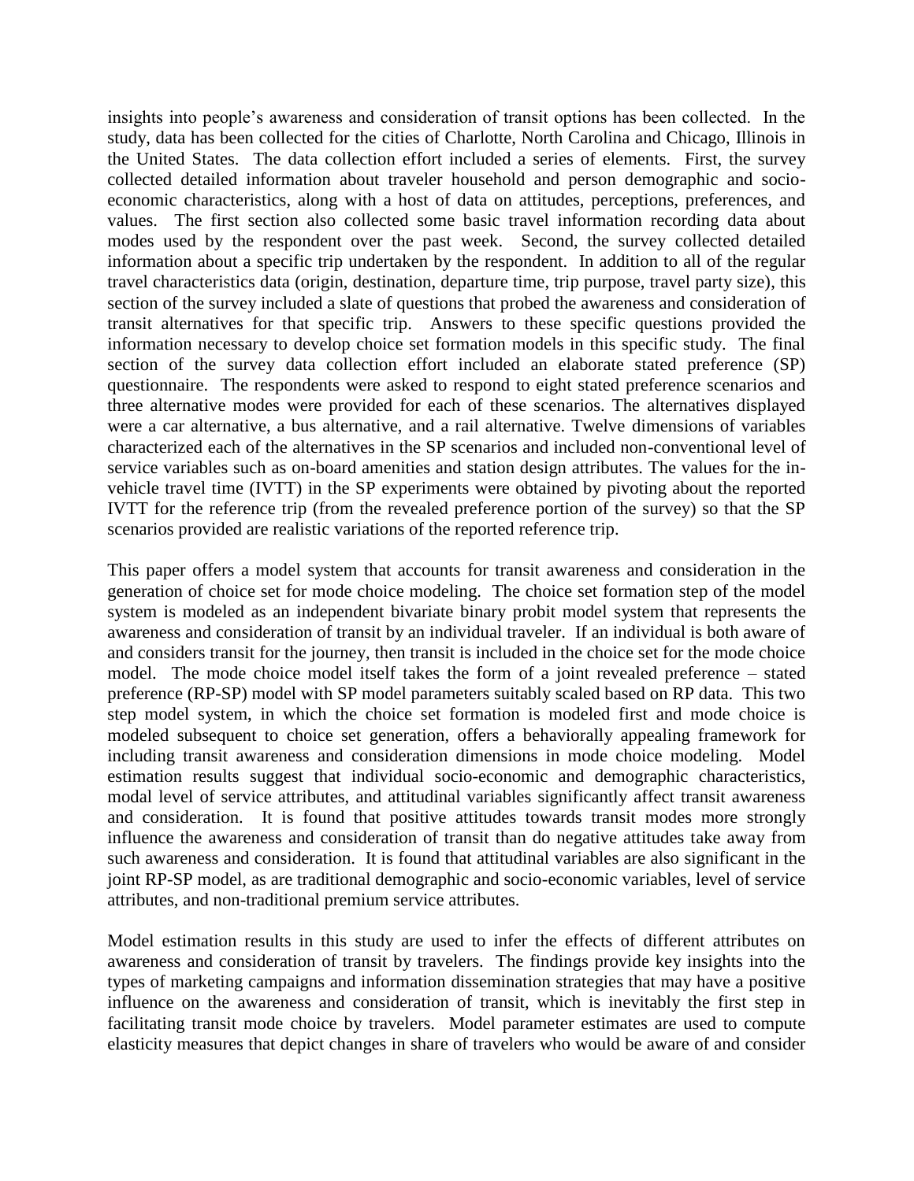insights into people's awareness and consideration of transit options has been collected. In the study, data has been collected for the cities of Charlotte, North Carolina and Chicago, Illinois in the United States. The data collection effort included a series of elements. First, the survey collected detailed information about traveler household and person demographic and socio-economic characteristics, along with a host of data on attitudes, perceptions, preferences, and values. The first section also collected some basic travel information recording data about modes used by the respondent over the past week. Second, the survey collected detailed information about a specific trip undertaken by the respondent. In addition to all of the regular travel characteristics data (origin, destination, departure time, trip purpose, travel party size), this section of the survey included a slate of questions that probed the awareness and consideration of transit alternatives for that specific trip. Answers to these specific questions provided the information necessary to develop choice set formation models in this specific study. The final section of the survey data collection effort included an elaborate stated preference (SP) questionnaire. The respondents were asked to respond to eight stated preference scenarios and three alternative modes were provided for each of these scenarios. The alternatives displayed were a car alternative, a bus alternative, and a rail alternative. Twelve dimensions of variables characterized each of the alternatives in the SP scenarios and included non-conventional level of service variables such as on-board amenities and station design attributes. The values for the in-vehicle travel time (IVTT) in the SP experiments were obtained by pivoting about the reported IVTT for the reference trip (from the revealed preference portion of the survey) so that the SP scenarios provided are realistic variations of the reported reference trip.

This paper offers a model system that accounts for transit awareness and consideration in the generation of choice set for mode choice modeling. The choice set formation step of the model system is modeled as an independent bivariate binary probit model system that represents the awareness and consideration of transit by an individual traveler. If an individual is both aware of and considers transit for the journey, then transit is included in the choice set for the mode choice model. The mode choice model itself takes the form of a joint revealed preference – stated preference (RP-SP) model with SP model parameters suitably scaled based on RP data. This two step model system, in which the choice set formation is modeled first and mode choice is modeled subsequent to choice set generation, offers a behaviorally appealing framework for including transit awareness and consideration dimensions in mode choice modeling. Model estimation results suggest that individual socio-economic and demographic characteristics, modal level of service attributes, and attitudinal variables significantly affect transit awareness and consideration. It is found that positive attitudes towards transit modes more strongly influence the awareness and consideration of transit than do negative attitudes take away from such awareness and consideration. It is found that attitudinal variables are also significant in the joint RP-SP model, as are traditional demographic and socio-economic variables, level of service attributes, and non-traditional premium service attributes.

Model estimation results in this study are used to infer the effects of different attributes on awareness and consideration of transit by travelers. The findings provide key insights into the types of marketing campaigns and information dissemination strategies that may have a positive influence on the awareness and consideration of transit, which is inevitably the first step in facilitating transit mode choice by travelers. Model parameter estimates are used to compute elasticity measures that depict changes in share of travelers who would be aware of and consider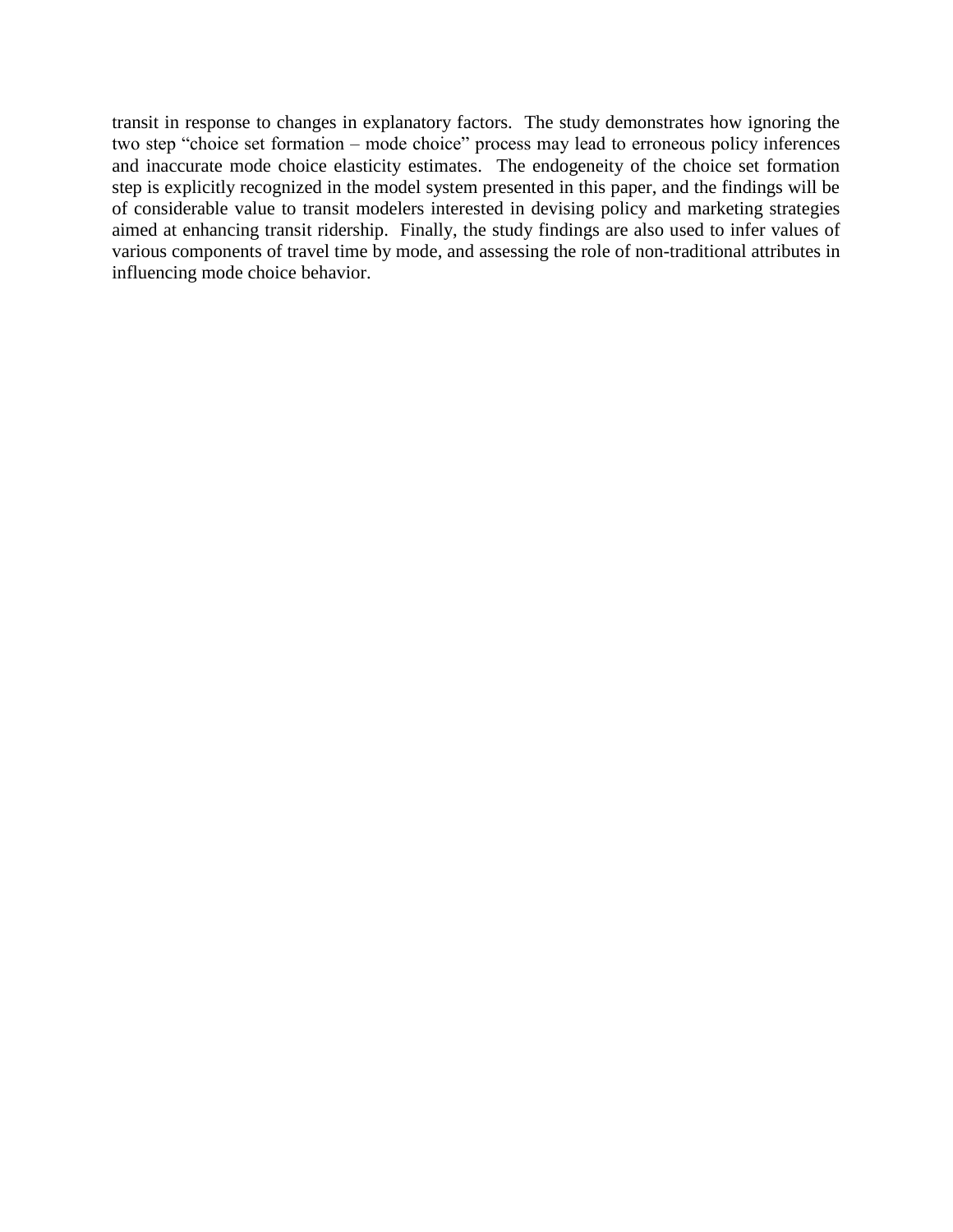transit in response to changes in explanatory factors. The study demonstrates how ignoring the two step "choice set formation – mode choice" process may lead to erroneous policy inferences and inaccurate mode choice elasticity estimates. The endogeneity of the choice set formation step is explicitly recognized in the model system presented in this paper, and the findings will be of considerable value to transit modelers interested in devising policy and marketing strategies aimed at enhancing transit ridership. Finally, the study findings are also used to infer values of various components of travel time by mode, and assessing the role of non-traditional attributes in influencing mode choice behavior.